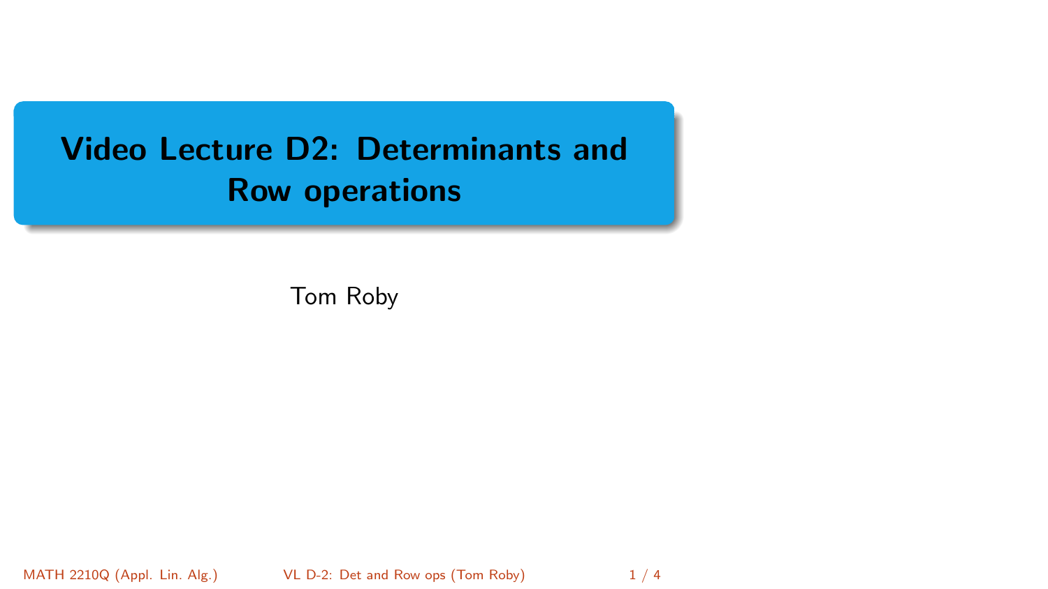# Video Lecture D2: Determinants and Row operations

Tom Roby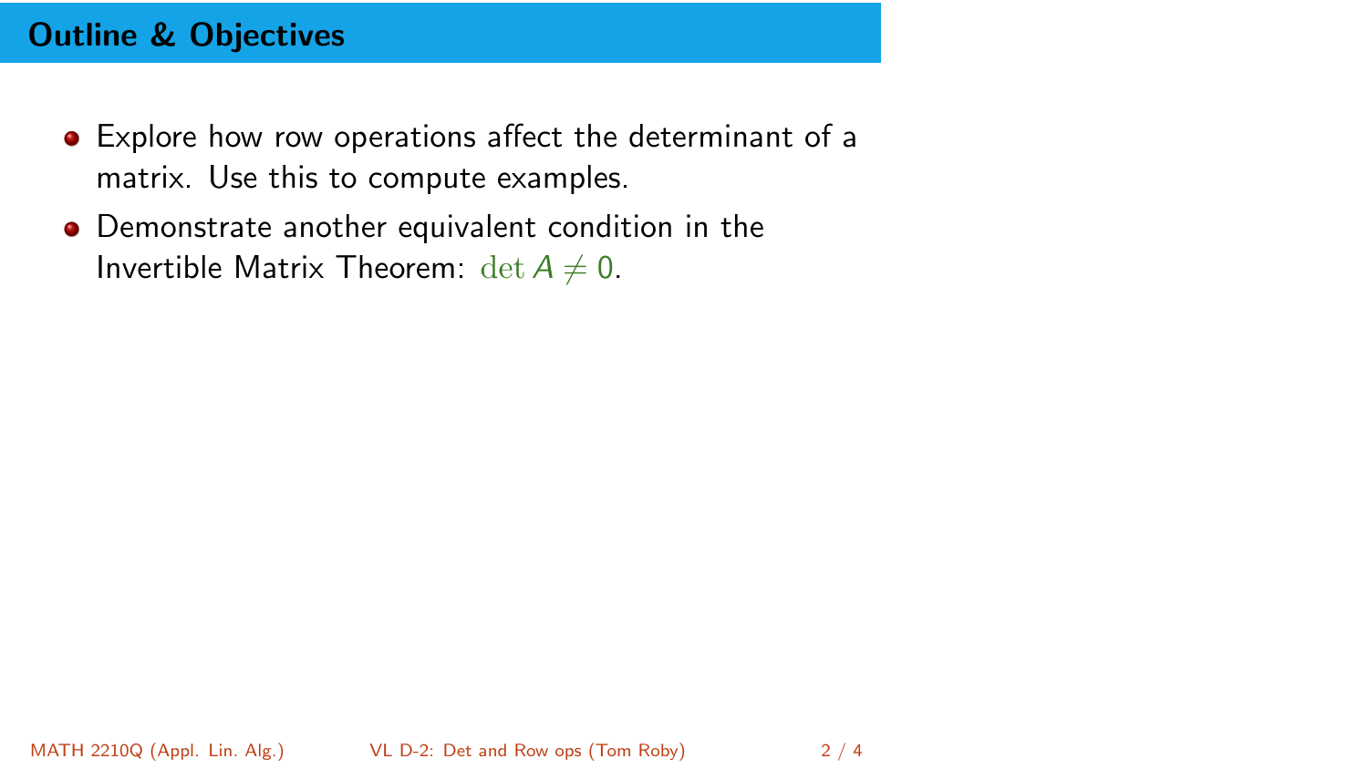## Outline & Objectives

- Explore how row operations affect the determinant of a matrix. Use this to compute examples.
- Demonstrate another equivalent condition in the Invertible Matrix Theorem: $\det A \neq 0$.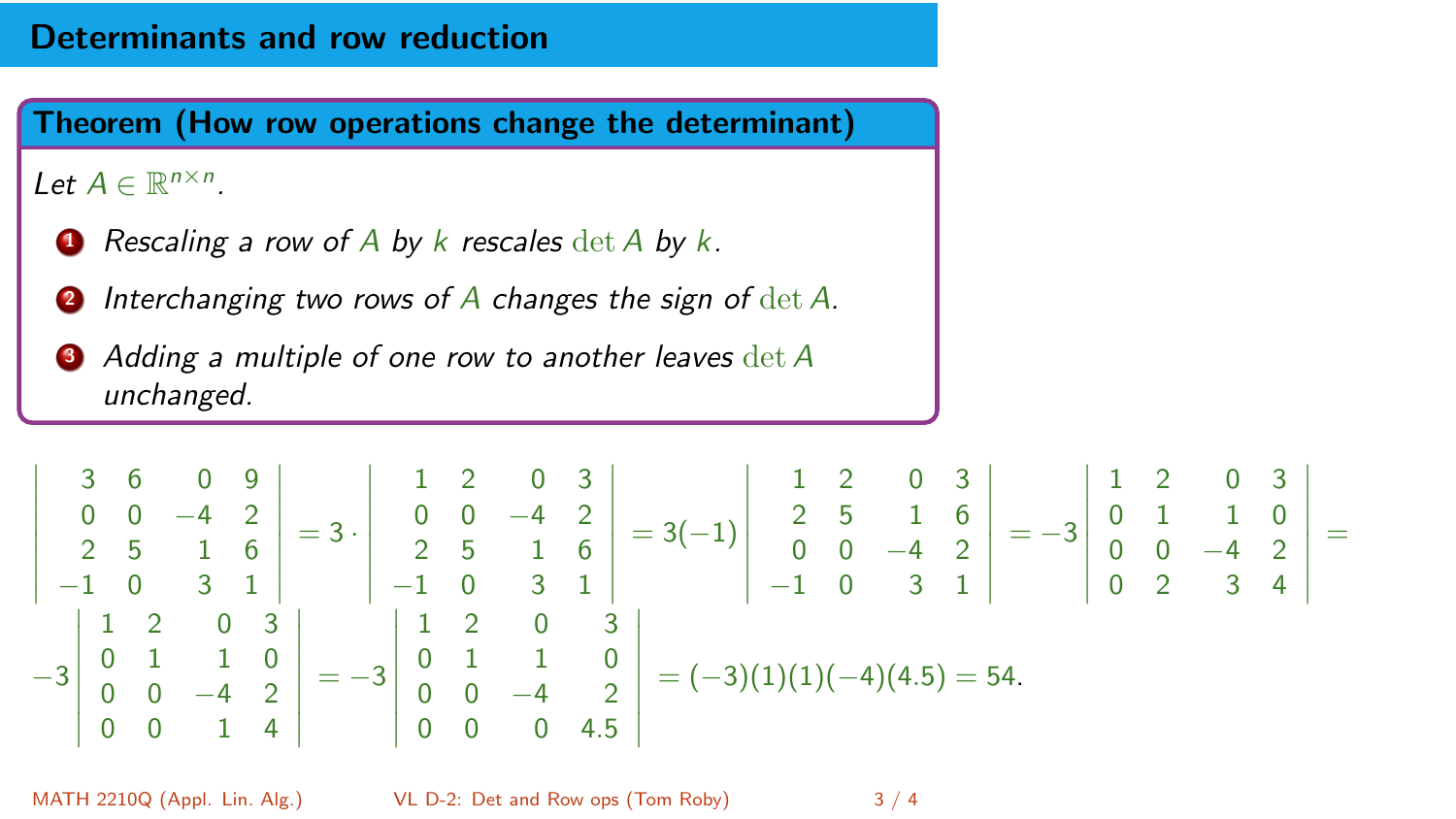# Determinants and row reduction

**Theorem (How row operations change the determinant)**

*Let $A \in \mathbb{R}^{n\times n}$.*

1. *Rescaling a row of $A$ by $k$ rescales $\det A$ by $k$.*
2. *Interchanging two rows of $A$ changes the sign of $\det A$.*
3. *Adding a multiple of one row to another leaves $\det A$ unchanged.*

$$\begin{vmatrix} 3 & 6 & 0 & 9 \\ 0 & 0 & -4 & 2 \\ 2 & 5 & 1 & 6 \\ -1 & 0 & 3 & 1 \end{vmatrix} = 3\cdot \begin{vmatrix} 1 & 2 & 0 & 3 \\ 0 & 0 & -4 & 2 \\ 2 & 5 & 1 & 6 \\ -1 & 0 & 3 & 1 \end{vmatrix} = 3(-1)\begin{vmatrix} 1 & 2 & 0 & 3 \\ 2 & 5 & 1 & 6 \\ 0 & 0 & -4 & 2 \\ -1 & 0 & 3 & 1 \end{vmatrix} = -3\begin{vmatrix} 1 & 2 & 0 & 3 \\ 0 & 1 & 1 & 0 \\ 0 & 0 & -4 & 2 \\ 0 & 2 & 3 & 4 \end{vmatrix} =$$

$$-3\begin{vmatrix} 1 & 2 & 0 & 3 \\ 0 & 1 & 1 & 0 \\ 0 & 0 & -4 & 2 \\ 0 & 0 & 1 & 4 \end{vmatrix} = -3\begin{vmatrix} 1 & 2 & 0 & 3 \\ 0 & 1 & 1 & 0 \\ 0 & 0 & -4 & 2 \\ 0 & 0 & 0 & 4.5 \end{vmatrix} = (-3)(1)(1)(-4)(4.5) = 54.$$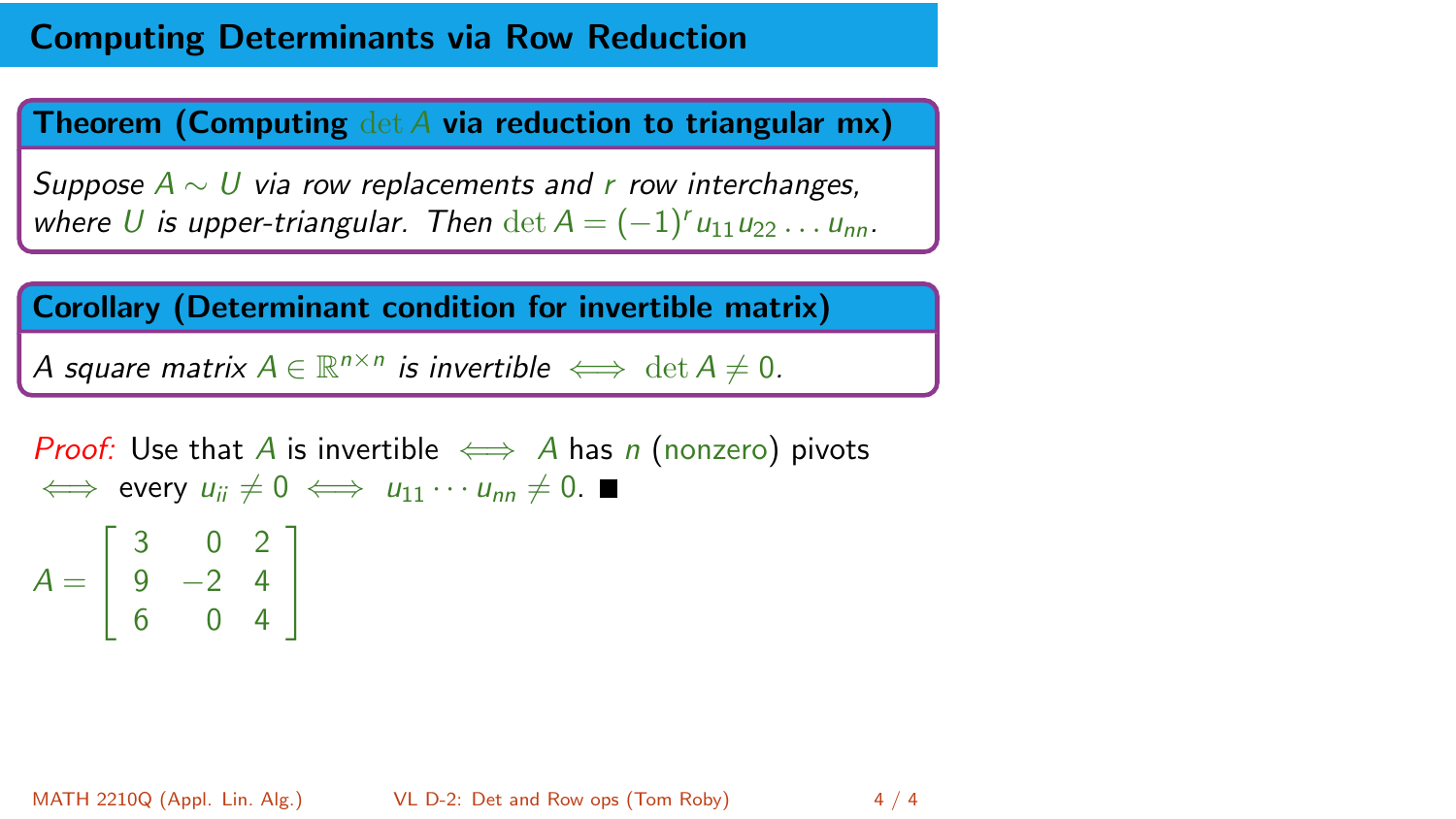# Computing Determinants via Row Reduction

**Theorem (Computing $\det A$ via reduction to triangular mx)**

*Suppose $A \sim U$ via row replacements and $r$ row interchanges, where $U$ is upper-triangular. Then $\det A = (-1)^r u_{11} u_{22} \dots u_{nn}$.*

**Corollary (Determinant condition for invertible matrix)**

*A square matrix $A \in \mathbb{R}^{n \times n}$ is invertible $\iff \det A \neq 0$.*

*Proof:* Use that $A$ is invertible $\iff$ $A$ has $n$ (nonzero) pivots $\iff$ every $u_{ii} \neq 0$ $\iff$ $u_{11} \cdots u_{nn} \neq 0$. ■

$$A = \begin{bmatrix} 3 & 0 & 2 \\ 9 & -2 & 4 \\ 6 & 0 & 4 \end{bmatrix}$$